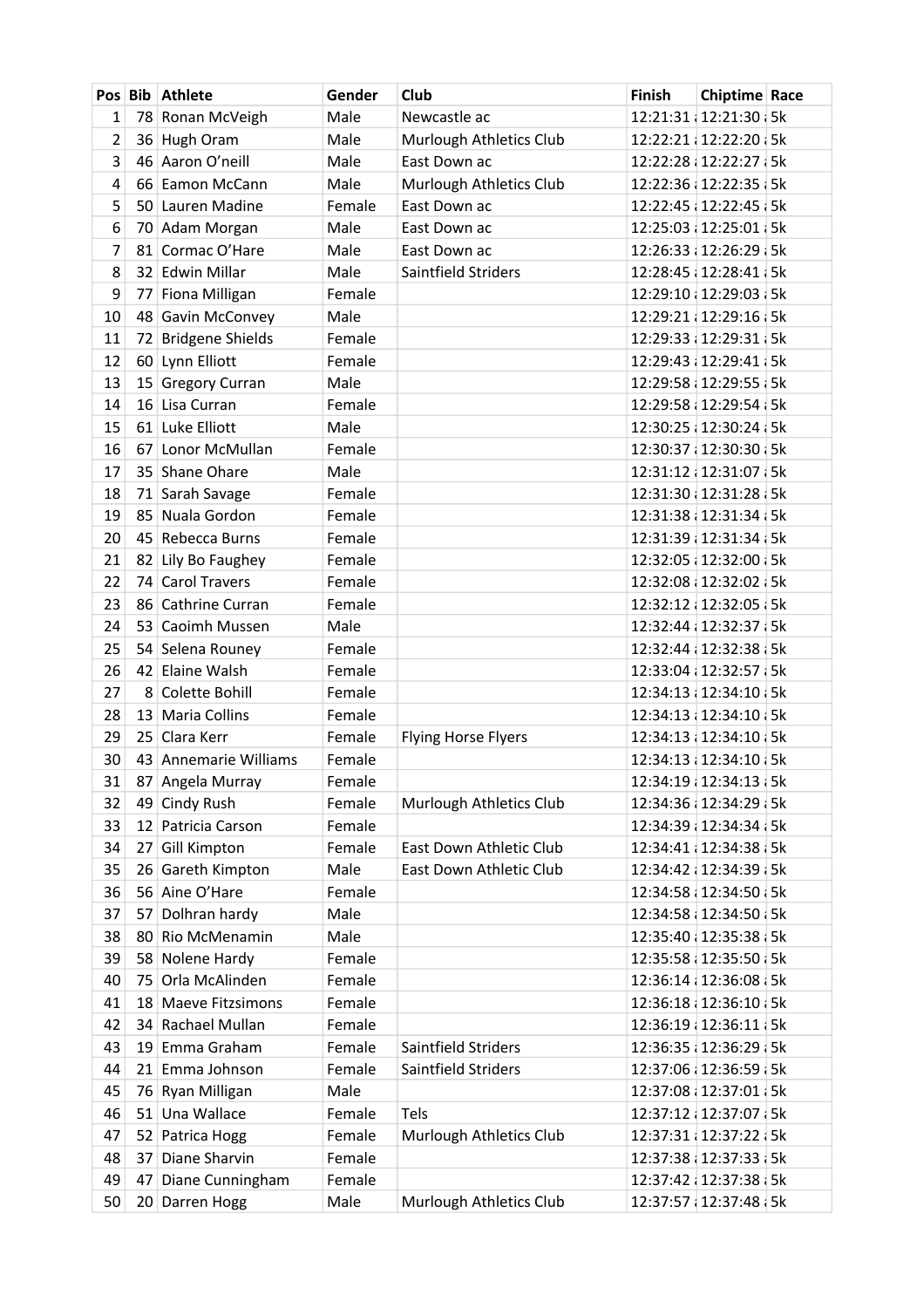| Pos | Bib | Athlete | Gender | Club | Finish | Chiptime | Race |
|---|---|---|---|---|---|---|---|
| 1 | 78 | Ronan McVeigh | Male | Newcastle ac | 12:21:31 ; | 12:21:30 ; | 5k |
| 2 | 36 | Hugh Oram | Male | Murlough Athletics Club | 12:22:21 ; | 12:22:20 ; | 5k |
| 3 | 46 | Aaron O'neill | Male | East Down ac | 12:22:28 ; | 12:22:27 ; | 5k |
| 4 | 66 | Eamon McCann | Male | Murlough Athletics Club | 12:22:36 ; | 12:22:35 ; | 5k |
| 5 | 50 | Lauren Madine | Female | East Down ac | 12:22:45 ; | 12:22:45 ; | 5k |
| 6 | 70 | Adam Morgan | Male | East Down ac | 12:25:03 ; | 12:25:01 ; | 5k |
| 7 | 81 | Cormac O'Hare | Male | East Down ac | 12:26:33 ; | 12:26:29 ; | 5k |
| 8 | 32 | Edwin Millar | Male | Saintfield Striders | 12:28:45 ; | 12:28:41 ; | 5k |
| 9 | 77 | Fiona Milligan | Female | | 12:29:10 ; | 12:29:03 ; | 5k |
| 10 | 48 | Gavin McConvey | Male | | 12:29:21 ; | 12:29:16 ; | 5k |
| 11 | 72 | Bridgene Shields | Female | | 12:29:33 ; | 12:29:31 ; | 5k |
| 12 | 60 | Lynn Elliott | Female | | 12:29:43 ; | 12:29:41 ; | 5k |
| 13 | 15 | Gregory Curran | Male | | 12:29:58 ; | 12:29:55 ; | 5k |
| 14 | 16 | Lisa Curran | Female | | 12:29:58 ; | 12:29:54 ; | 5k |
| 15 | 61 | Luke Elliott | Male | | 12:30:25 ; | 12:30:24 ; | 5k |
| 16 | 67 | Lonor McMullan | Female | | 12:30:37 ; | 12:30:30 ; | 5k |
| 17 | 35 | Shane Ohare | Male | | 12:31:12 ; | 12:31:07 ; | 5k |
| 18 | 71 | Sarah Savage | Female | | 12:31:30 ; | 12:31:28 ; | 5k |
| 19 | 85 | Nuala Gordon | Female | | 12:31:38 ; | 12:31:34 ; | 5k |
| 20 | 45 | Rebecca Burns | Female | | 12:31:39 ; | 12:31:34 ; | 5k |
| 21 | 82 | Lily Bo Faughey | Female | | 12:32:05 ; | 12:32:00 ; | 5k |
| 22 | 74 | Carol Travers | Female | | 12:32:08 ; | 12:32:02 ; | 5k |
| 23 | 86 | Cathrine Curran | Female | | 12:32:12 ; | 12:32:05 ; | 5k |
| 24 | 53 | Caoimh Mussen | Male | | 12:32:44 ; | 12:32:37 ; | 5k |
| 25 | 54 | Selena Rouney | Female | | 12:32:44 ; | 12:32:38 ; | 5k |
| 26 | 42 | Elaine Walsh | Female | | 12:33:04 ; | 12:32:57 ; | 5k |
| 27 | 8 | Colette Bohill | Female | | 12:34:13 ; | 12:34:10 ; | 5k |
| 28 | 13 | Maria Collins | Female | | 12:34:13 ; | 12:34:10 ; | 5k |
| 29 | 25 | Clara Kerr | Female | Flying Horse Flyers | 12:34:13 ; | 12:34:10 ; | 5k |
| 30 | 43 | Annemarie Williams | Female | | 12:34:13 ; | 12:34:10 ; | 5k |
| 31 | 87 | Angela Murray | Female | | 12:34:19 ; | 12:34:13 ; | 5k |
| 32 | 49 | Cindy Rush | Female | Murlough Athletics Club | 12:34:36 ; | 12:34:29 ; | 5k |
| 33 | 12 | Patricia Carson | Female | | 12:34:39 ; | 12:34:34 ; | 5k |
| 34 | 27 | Gill Kimpton | Female | East Down Athletic Club | 12:34:41 ; | 12:34:38 ; | 5k |
| 35 | 26 | Gareth Kimpton | Male | East Down Athletic Club | 12:34:42 ; | 12:34:39 ; | 5k |
| 36 | 56 | Aine O'Hare | Female | | 12:34:58 ; | 12:34:50 ; | 5k |
| 37 | 57 | Dolhran hardy | Male | | 12:34:58 ; | 12:34:50 ; | 5k |
| 38 | 80 | Rio McMenamin | Male | | 12:35:40 ; | 12:35:38 ; | 5k |
| 39 | 58 | Nolene Hardy | Female | | 12:35:58 ; | 12:35:50 ; | 5k |
| 40 | 75 | Orla McAlinden | Female | | 12:36:14 ; | 12:36:08 ; | 5k |
| 41 | 18 | Maeve Fitzsimons | Female | | 12:36:18 ; | 12:36:10 ; | 5k |
| 42 | 34 | Rachael Mullan | Female | | 12:36:19 ; | 12:36:11 ; | 5k |
| 43 | 19 | Emma Graham | Female | Saintfield Striders | 12:36:35 ; | 12:36:29 ; | 5k |
| 44 | 21 | Emma Johnson | Female | Saintfield Striders | 12:37:06 ; | 12:36:59 ; | 5k |
| 45 | 76 | Ryan Milligan | Male | | 12:37:08 ; | 12:37:01 ; | 5k |
| 46 | 51 | Una Wallace | Female | Tels | 12:37:12 ; | 12:37:07 ; | 5k |
| 47 | 52 | Patrica Hogg | Female | Murlough Athletics Club | 12:37:31 ; | 12:37:22 ; | 5k |
| 48 | 37 | Diane Sharvin | Female | | 12:37:38 ; | 12:37:33 ; | 5k |
| 49 | 47 | Diane Cunningham | Female | | 12:37:42 ; | 12:37:38 ; | 5k |
| 50 | 20 | Darren Hogg | Male | Murlough Athletics Club | 12:37:57 ; | 12:37:48 ; | 5k |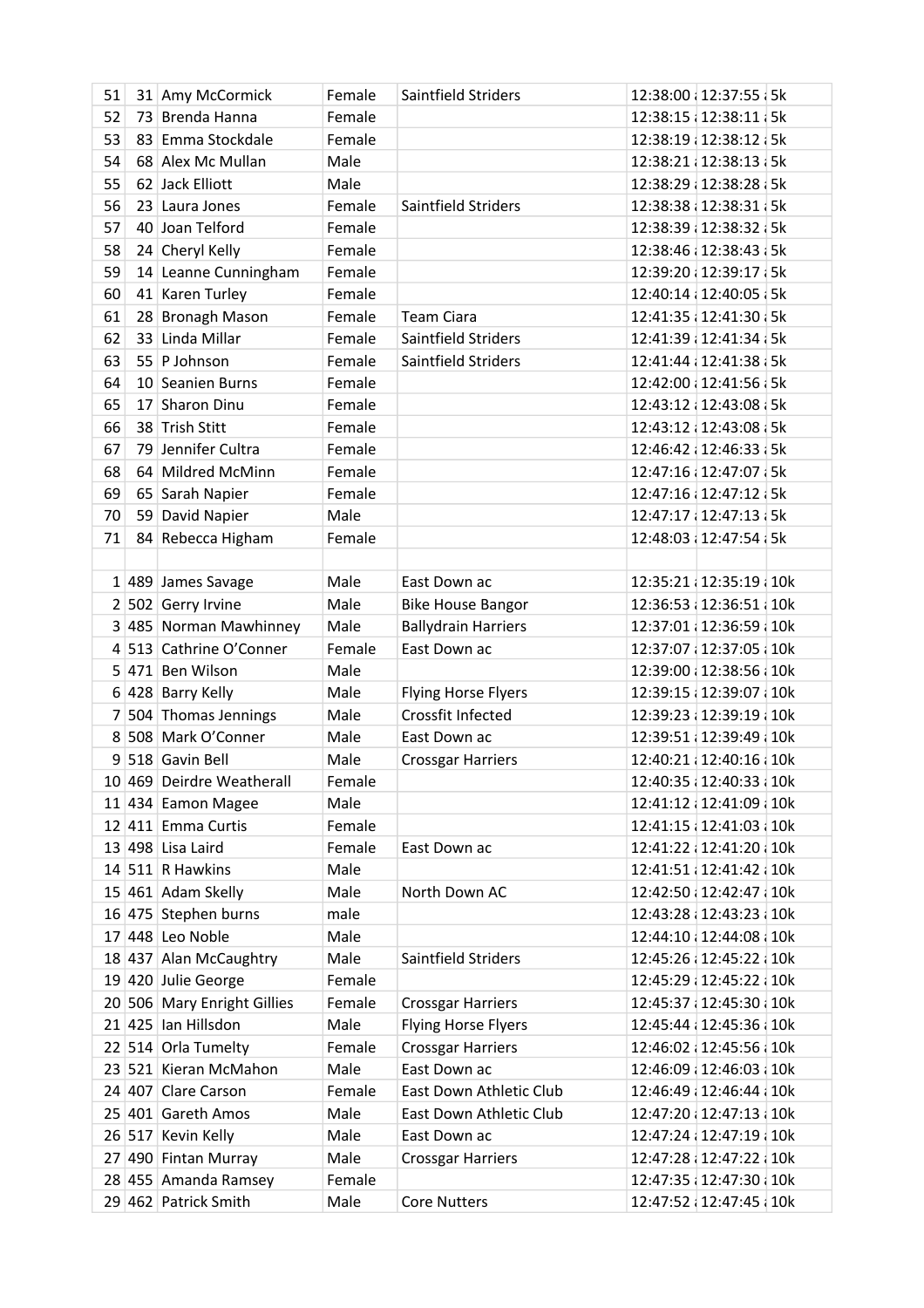| | | | | | | | |
|---|---|---|---|---|---|---|---|
| 51 | 31 | Amy McCormick | Female | Saintfield Striders | 12:38:00 | 12:37:55 | 5k |
| 52 | 73 | Brenda Hanna | Female | | 12:38:15 | 12:38:11 | 5k |
| 53 | 83 | Emma Stockdale | Female | | 12:38:19 | 12:38:12 | 5k |
| 54 | 68 | Alex Mc Mullan | Male | | 12:38:21 | 12:38:13 | 5k |
| 55 | 62 | Jack Elliott | Male | | 12:38:29 | 12:38:28 | 5k |
| 56 | 23 | Laura Jones | Female | Saintfield Striders | 12:38:38 | 12:38:31 | 5k |
| 57 | 40 | Joan Telford | Female | | 12:38:39 | 12:38:32 | 5k |
| 58 | 24 | Cheryl Kelly | Female | | 12:38:46 | 12:38:43 | 5k |
| 59 | 14 | Leanne Cunningham | Female | | 12:39:20 | 12:39:17 | 5k |
| 60 | 41 | Karen Turley | Female | | 12:40:14 | 12:40:05 | 5k |
| 61 | 28 | Bronagh Mason | Female | Team Ciara | 12:41:35 | 12:41:30 | 5k |
| 62 | 33 | Linda Millar | Female | Saintfield Striders | 12:41:39 | 12:41:34 | 5k |
| 63 | 55 | P Johnson | Female | Saintfield Striders | 12:41:44 | 12:41:38 | 5k |
| 64 | 10 | Seanien Burns | Female | | 12:42:00 | 12:41:56 | 5k |
| 65 | 17 | Sharon Dinu | Female | | 12:43:12 | 12:43:08 | 5k |
| 66 | 38 | Trish Stitt | Female | | 12:43:12 | 12:43:08 | 5k |
| 67 | 79 | Jennifer Cultra | Female | | 12:46:42 | 12:46:33 | 5k |
| 68 | 64 | Mildred McMinn | Female | | 12:47:16 | 12:47:07 | 5k |
| 69 | 65 | Sarah Napier | Female | | 12:47:16 | 12:47:12 | 5k |
| 70 | 59 | David Napier | Male | | 12:47:17 | 12:47:13 | 5k |
| 71 | 84 | Rebecca Higham | Female | | 12:48:03 | 12:47:54 | 5k |
| | | | | | | | |
| 1 | 489 | James Savage | Male | East Down ac | 12:35:21 | 12:35:19 | 10k |
| 2 | 502 | Gerry Irvine | Male | Bike House Bangor | 12:36:53 | 12:36:51 | 10k |
| 3 | 485 | Norman Mawhinney | Male | Ballydrain Harriers | 12:37:01 | 12:36:59 | 10k |
| 4 | 513 | Cathrine O'Conner | Female | East Down ac | 12:37:07 | 12:37:05 | 10k |
| 5 | 471 | Ben Wilson | Male | | 12:39:00 | 12:38:56 | 10k |
| 6 | 428 | Barry Kelly | Male | Flying Horse Flyers | 12:39:15 | 12:39:07 | 10k |
| 7 | 504 | Thomas Jennings | Male | Crossfit Infected | 12:39:23 | 12:39:19 | 10k |
| 8 | 508 | Mark O'Conner | Male | East Down ac | 12:39:51 | 12:39:49 | 10k |
| 9 | 518 | Gavin Bell | Male | Crossgar Harriers | 12:40:21 | 12:40:16 | 10k |
| 10 | 469 | Deirdre Weatherall | Female | | 12:40:35 | 12:40:33 | 10k |
| 11 | 434 | Eamon Magee | Male | | 12:41:12 | 12:41:09 | 10k |
| 12 | 411 | Emma Curtis | Female | | 12:41:15 | 12:41:03 | 10k |
| 13 | 498 | Lisa Laird | Female | East Down ac | 12:41:22 | 12:41:20 | 10k |
| 14 | 511 | R Hawkins | Male | | 12:41:51 | 12:41:42 | 10k |
| 15 | 461 | Adam Skelly | Male | North Down AC | 12:42:50 | 12:42:47 | 10k |
| 16 | 475 | Stephen burns | male | | 12:43:28 | 12:43:23 | 10k |
| 17 | 448 | Leo Noble | Male | | 12:44:10 | 12:44:08 | 10k |
| 18 | 437 | Alan McCaughtry | Male | Saintfield Striders | 12:45:26 | 12:45:22 | 10k |
| 19 | 420 | Julie George | Female | | 12:45:29 | 12:45:22 | 10k |
| 20 | 506 | Mary Enright Gillies | Female | Crossgar Harriers | 12:45:37 | 12:45:30 | 10k |
| 21 | 425 | Ian Hillsdon | Male | Flying Horse Flyers | 12:45:44 | 12:45:36 | 10k |
| 22 | 514 | Orla Tumelty | Female | Crossgar Harriers | 12:46:02 | 12:45:56 | 10k |
| 23 | 521 | Kieran McMahon | Male | East Down ac | 12:46:09 | 12:46:03 | 10k |
| 24 | 407 | Clare Carson | Female | East Down Athletic Club | 12:46:49 | 12:46:44 | 10k |
| 25 | 401 | Gareth Amos | Male | East Down Athletic Club | 12:47:20 | 12:47:13 | 10k |
| 26 | 517 | Kevin Kelly | Male | East Down ac | 12:47:24 | 12:47:19 | 10k |
| 27 | 490 | Fintan Murray | Male | Crossgar Harriers | 12:47:28 | 12:47:22 | 10k |
| 28 | 455 | Amanda Ramsey | Female | | 12:47:35 | 12:47:30 | 10k |
| 29 | 462 | Patrick Smith | Male | Core Nutters | 12:47:52 | 12:47:45 | 10k |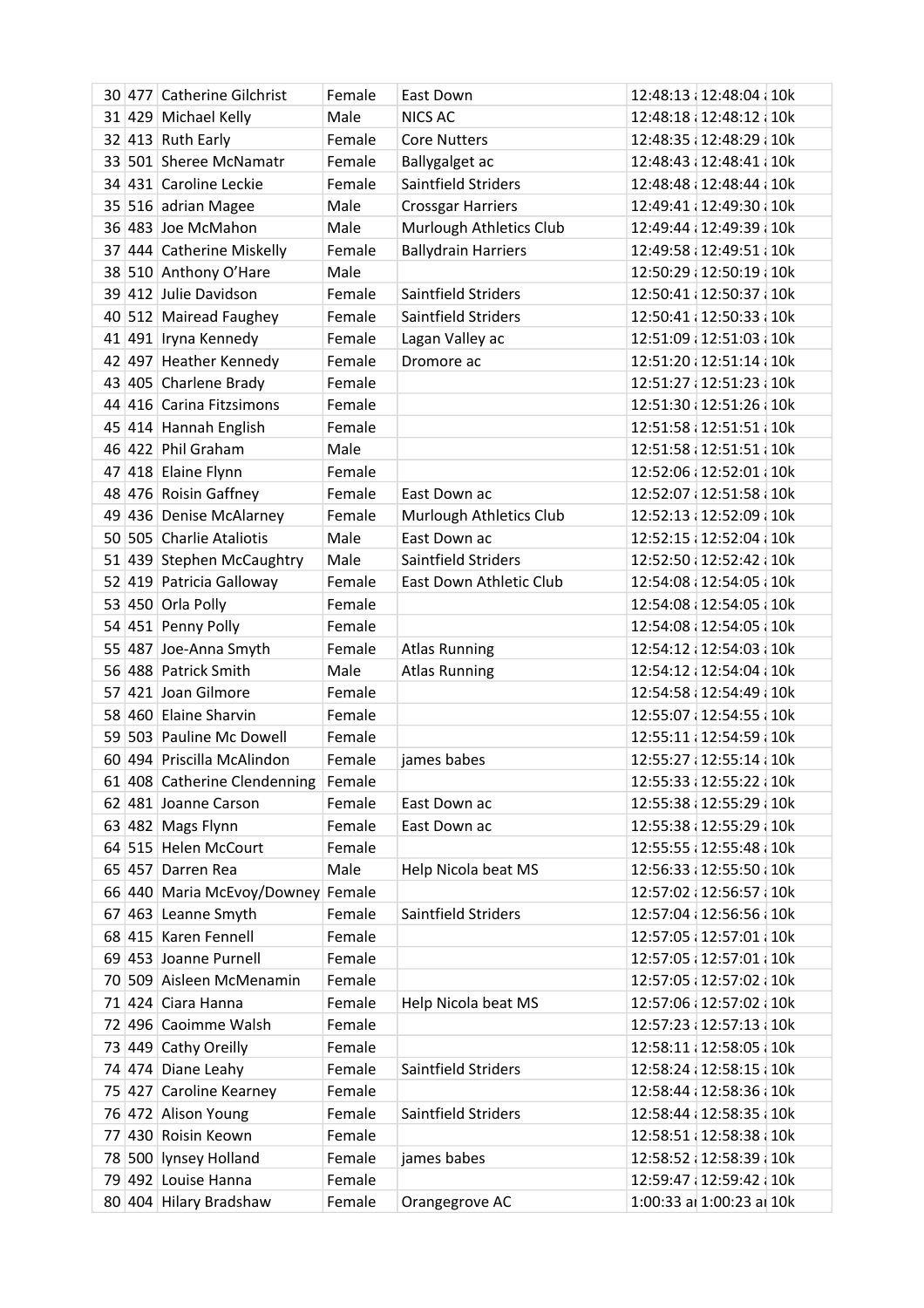| | | | | | | | |
|---|---|---|---|---|---|---|---|
| 30 | 477 | Catherine Gilchrist | Female | East Down | 12:48:13 a | 12:48:04 a | 10k |
| 31 | 429 | Michael Kelly | Male | NICS AC | 12:48:18 a | 12:48:12 a | 10k |
| 32 | 413 | Ruth Early | Female | Core Nutters | 12:48:35 a | 12:48:29 a | 10k |
| 33 | 501 | Sheree McNamatr | Female | Ballygalget ac | 12:48:43 a | 12:48:41 a | 10k |
| 34 | 431 | Caroline Leckie | Female | Saintfield Striders | 12:48:48 a | 12:48:44 a | 10k |
| 35 | 516 | adrian Magee | Male | Crossgar Harriers | 12:49:41 a | 12:49:30 a | 10k |
| 36 | 483 | Joe McMahon | Male | Murlough Athletics Club | 12:49:44 a | 12:49:39 a | 10k |
| 37 | 444 | Catherine Miskelly | Female | Ballydrain Harriers | 12:49:58 a | 12:49:51 a | 10k |
| 38 | 510 | Anthony O'Hare | Male | | 12:50:29 a | 12:50:19 a | 10k |
| 39 | 412 | Julie Davidson | Female | Saintfield Striders | 12:50:41 a | 12:50:37 a | 10k |
| 40 | 512 | Mairead Faughey | Female | Saintfield Striders | 12:50:41 a | 12:50:33 a | 10k |
| 41 | 491 | Iryna Kennedy | Female | Lagan Valley ac | 12:51:09 a | 12:51:03 a | 10k |
| 42 | 497 | Heather Kennedy | Female | Dromore ac | 12:51:20 a | 12:51:14 a | 10k |
| 43 | 405 | Charlene Brady | Female | | 12:51:27 a | 12:51:23 a | 10k |
| 44 | 416 | Carina Fitzsimons | Female | | 12:51:30 a | 12:51:26 a | 10k |
| 45 | 414 | Hannah English | Female | | 12:51:58 a | 12:51:51 a | 10k |
| 46 | 422 | Phil Graham | Male | | 12:51:58 a | 12:51:51 a | 10k |
| 47 | 418 | Elaine Flynn | Female | | 12:52:06 a | 12:52:01 a | 10k |
| 48 | 476 | Roisin Gaffney | Female | East Down ac | 12:52:07 a | 12:51:58 a | 10k |
| 49 | 436 | Denise McAlarney | Female | Murlough Athletics Club | 12:52:13 a | 12:52:09 a | 10k |
| 50 | 505 | Charlie Ataliotis | Male | East Down ac | 12:52:15 a | 12:52:04 a | 10k |
| 51 | 439 | Stephen McCaughtry | Male | Saintfield Striders | 12:52:50 a | 12:52:42 a | 10k |
| 52 | 419 | Patricia Galloway | Female | East Down Athletic Club | 12:54:08 a | 12:54:05 a | 10k |
| 53 | 450 | Orla Polly | Female | | 12:54:08 a | 12:54:05 a | 10k |
| 54 | 451 | Penny Polly | Female | | 12:54:08 a | 12:54:05 a | 10k |
| 55 | 487 | Joe-Anna Smyth | Female | Atlas Running | 12:54:12 a | 12:54:03 a | 10k |
| 56 | 488 | Patrick Smith | Male | Atlas Running | 12:54:12 a | 12:54:04 a | 10k |
| 57 | 421 | Joan Gilmore | Female | | 12:54:58 a | 12:54:49 a | 10k |
| 58 | 460 | Elaine Sharvin | Female | | 12:55:07 a | 12:54:55 a | 10k |
| 59 | 503 | Pauline Mc Dowell | Female | | 12:55:11 a | 12:54:59 a | 10k |
| 60 | 494 | Priscilla McAlindon | Female | james babes | 12:55:27 a | 12:55:14 a | 10k |
| 61 | 408 | Catherine Clendenning | Female | | 12:55:33 a | 12:55:22 a | 10k |
| 62 | 481 | Joanne Carson | Female | East Down ac | 12:55:38 a | 12:55:29 a | 10k |
| 63 | 482 | Mags Flynn | Female | East Down ac | 12:55:38 a | 12:55:29 a | 10k |
| 64 | 515 | Helen McCourt | Female | | 12:55:55 a | 12:55:48 a | 10k |
| 65 | 457 | Darren Rea | Male | Help Nicola beat MS | 12:56:33 a | 12:55:50 a | 10k |
| 66 | 440 | Maria McEvoy/Downey | Female | | 12:57:02 a | 12:56:57 a | 10k |
| 67 | 463 | Leanne Smyth | Female | Saintfield Striders | 12:57:04 a | 12:56:56 a | 10k |
| 68 | 415 | Karen Fennell | Female | | 12:57:05 a | 12:57:01 a | 10k |
| 69 | 453 | Joanne Purnell | Female | | 12:57:05 a | 12:57:01 a | 10k |
| 70 | 509 | Aisleen McMenamin | Female | | 12:57:05 a | 12:57:02 a | 10k |
| 71 | 424 | Ciara Hanna | Female | Help Nicola beat MS | 12:57:06 a | 12:57:02 a | 10k |
| 72 | 496 | Caoimme Walsh | Female | | 12:57:23 a | 12:57:13 a | 10k |
| 73 | 449 | Cathy Oreilly | Female | | 12:58:11 a | 12:58:05 a | 10k |
| 74 | 474 | Diane Leahy | Female | Saintfield Striders | 12:58:24 a | 12:58:15 a | 10k |
| 75 | 427 | Caroline Kearney | Female | | 12:58:44 a | 12:58:36 a | 10k |
| 76 | 472 | Alison Young | Female | Saintfield Striders | 12:58:44 a | 12:58:35 a | 10k |
| 77 | 430 | Roisin Keown | Female | | 12:58:51 a | 12:58:38 a | 10k |
| 78 | 500 | lynsey Holland | Female | james babes | 12:58:52 a | 12:58:39 a | 10k |
| 79 | 492 | Louise Hanna | Female | | 12:59:47 a | 12:59:42 a | 10k |
| 80 | 404 | Hilary Bradshaw | Female | Orangegrove AC | 1:00:33 am | 1:00:23 am | 10k |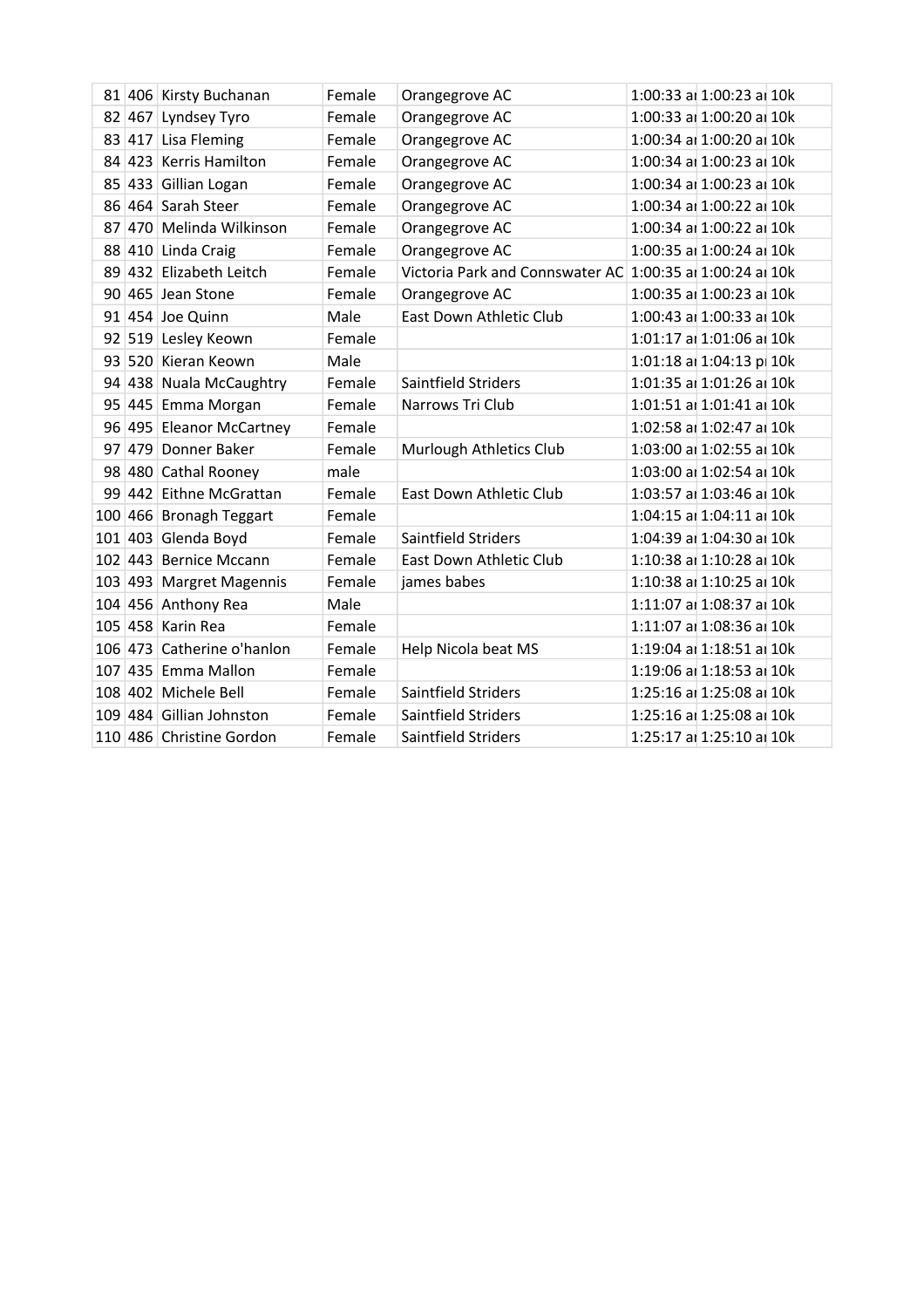| | | | | | | | |
|---|---|---|---|---|---|---|---|
| 81 | 406 | Kirsty Buchanan | Female | Orangegrove AC | 1:00:33 ai | 1:00:23 ai | 10k |
| 82 | 467 | Lyndsey Tyro | Female | Orangegrove AC | 1:00:33 ai | 1:00:20 ai | 10k |
| 83 | 417 | Lisa Fleming | Female | Orangegrove AC | 1:00:34 ai | 1:00:20 ai | 10k |
| 84 | 423 | Kerris Hamilton | Female | Orangegrove AC | 1:00:34 ai | 1:00:23 ai | 10k |
| 85 | 433 | Gillian Logan | Female | Orangegrove AC | 1:00:34 ai | 1:00:23 ai | 10k |
| 86 | 464 | Sarah Steer | Female | Orangegrove AC | 1:00:34 ai | 1:00:22 ai | 10k |
| 87 | 470 | Melinda Wilkinson | Female | Orangegrove AC | 1:00:34 ai | 1:00:22 ai | 10k |
| 88 | 410 | Linda Craig | Female | Orangegrove AC | 1:00:35 ai | 1:00:24 ai | 10k |
| 89 | 432 | Elizabeth Leitch | Female | Victoria Park and Connswater AC | 1:00:35 ai | 1:00:24 ai | 10k |
| 90 | 465 | Jean Stone | Female | Orangegrove AC | 1:00:35 ai | 1:00:23 ai | 10k |
| 91 | 454 | Joe Quinn | Male | East Down Athletic Club | 1:00:43 ai | 1:00:33 ai | 10k |
| 92 | 519 | Lesley Keown | Female | | 1:01:17 ai | 1:01:06 ai | 10k |
| 93 | 520 | Kieran Keown | Male | | 1:01:18 ai | 1:04:13 pi | 10k |
| 94 | 438 | Nuala McCaughtry | Female | Saintfield Striders | 1:01:35 ai | 1:01:26 ai | 10k |
| 95 | 445 | Emma Morgan | Female | Narrows Tri Club | 1:01:51 ai | 1:01:41 ai | 10k |
| 96 | 495 | Eleanor McCartney | Female | | 1:02:58 ai | 1:02:47 ai | 10k |
| 97 | 479 | Donner Baker | Female | Murlough Athletics Club | 1:03:00 ai | 1:02:55 ai | 10k |
| 98 | 480 | Cathal Rooney | male | | 1:03:00 ai | 1:02:54 ai | 10k |
| 99 | 442 | Eithne McGrattan | Female | East Down Athletic Club | 1:03:57 ai | 1:03:46 ai | 10k |
| 100 | 466 | Bronagh Teggart | Female | | 1:04:15 ai | 1:04:11 ai | 10k |
| 101 | 403 | Glenda Boyd | Female | Saintfield Striders | 1:04:39 ai | 1:04:30 ai | 10k |
| 102 | 443 | Bernice Mccann | Female | East Down Athletic Club | 1:10:38 ai | 1:10:28 ai | 10k |
| 103 | 493 | Margret Magennis | Female | james babes | 1:10:38 ai | 1:10:25 ai | 10k |
| 104 | 456 | Anthony Rea | Male | | 1:11:07 ai | 1:08:37 ai | 10k |
| 105 | 458 | Karin Rea | Female | | 1:11:07 ai | 1:08:36 ai | 10k |
| 106 | 473 | Catherine o'hanlon | Female | Help Nicola beat MS | 1:19:04 ai | 1:18:51 ai | 10k |
| 107 | 435 | Emma Mallon | Female | | 1:19:06 ai | 1:18:53 ai | 10k |
| 108 | 402 | Michele Bell | Female | Saintfield Striders | 1:25:16 ai | 1:25:08 ai | 10k |
| 109 | 484 | Gillian Johnston | Female | Saintfield Striders | 1:25:16 ai | 1:25:08 ai | 10k |
| 110 | 486 | Christine Gordon | Female | Saintfield Striders | 1:25:17 ai | 1:25:10 ai | 10k |